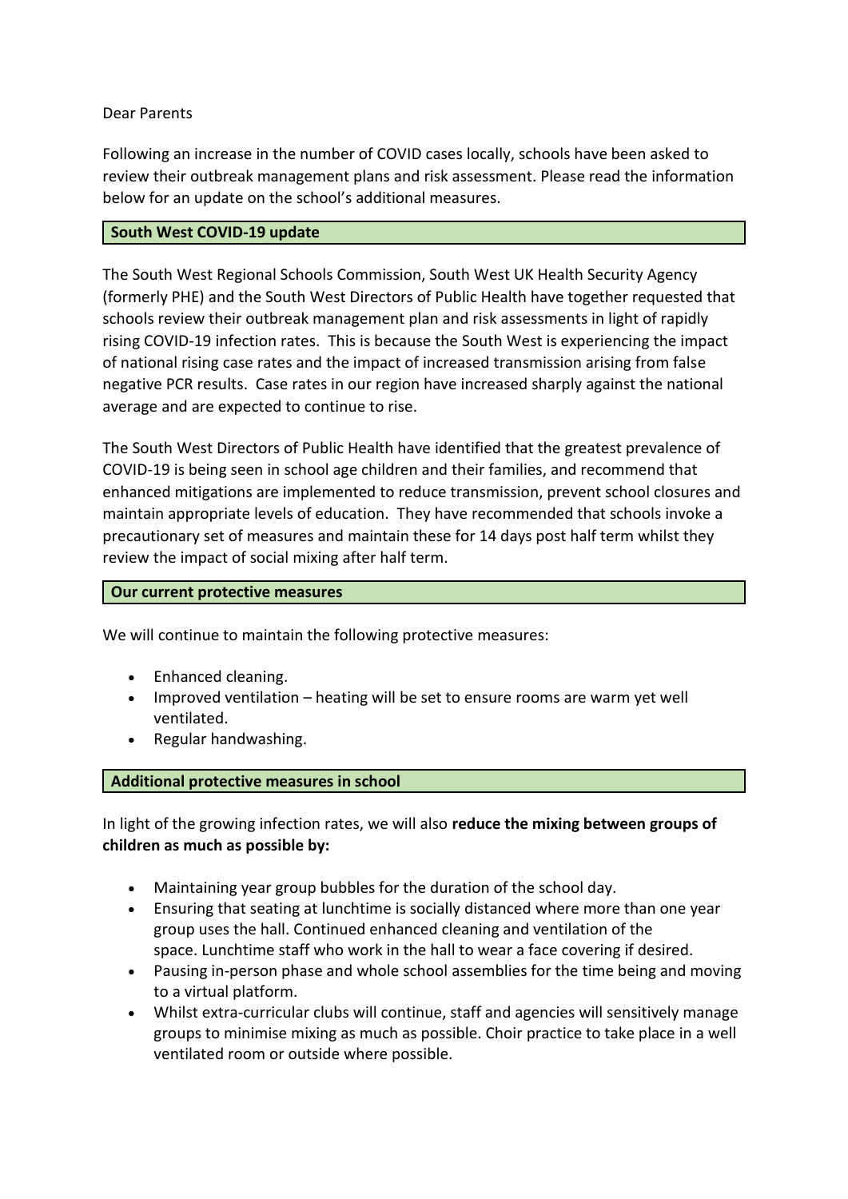Dear Parents

Following an increase in the number of COVID cases locally, schools have been asked to review their outbreak management plans and risk assessment. Please read the information below for an update on the school's additional measures.

## South West COVID-19 update

The South West Regional Schools Commission, South West UK Health Security Agency (formerly PHE) and the South West Directors of Public Health have together requested that schools review their outbreak management plan and risk assessments in light of rapidly rising COVID-19 infection rates. This is because the South West is experiencing the impact of national rising case rates and the impact of increased transmission arising from false negative PCR results. Case rates in our region have increased sharply against the national average and are expected to continue to rise.

The South West Directors of Public Health have identified that the greatest prevalence of COVID-19 is being seen in school age children and their families, and recommend that enhanced mitigations are implemented to reduce transmission, prevent school closures and maintain appropriate levels of education. They have recommended that schools invoke a precautionary set of measures and maintain these for 14 days post half term whilst they review the impact of social mixing after half term.

## Our current protective measures

We will continue to maintain the following protective measures:

- Enhanced cleaning.
- Improved ventilation – heating will be set to ensure rooms are warm yet well ventilated.
- Regular handwashing.

## Additional protective measures in school

In light of the growing infection rates, we will also **reduce the mixing between groups of children as much as possible by:**

- Maintaining year group bubbles for the duration of the school day.
- Ensuring that seating at lunchtime is socially distanced where more than one year group uses the hall. Continued enhanced cleaning and ventilation of the space. Lunchtime staff who work in the hall to wear a face covering if desired.
- Pausing in-person phase and whole school assemblies for the time being and moving to a virtual platform.
- Whilst extra-curricular clubs will continue, staff and agencies will sensitively manage groups to minimise mixing as much as possible. Choir practice to take place in a well ventilated room or outside where possible.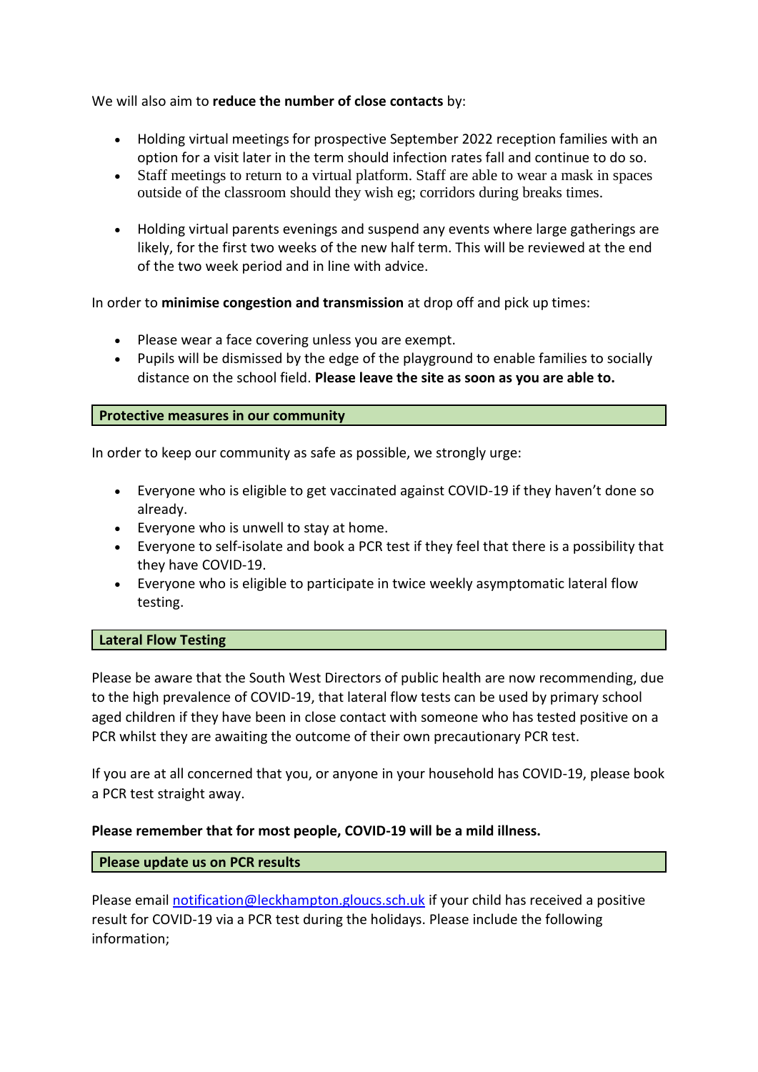We will also aim to **reduce the number of close contacts** by:

- Holding virtual meetings for prospective September 2022 reception families with an option for a visit later in the term should infection rates fall and continue to do so.
- Staff meetings to return to a virtual platform. Staff are able to wear a mask in spaces outside of the classroom should they wish eg; corridors during breaks times.
- Holding virtual parents evenings and suspend any events where large gatherings are likely, for the first two weeks of the new half term. This will be reviewed at the end of the two week period and in line with advice.

In order to **minimise congestion and transmission** at drop off and pick up times:

- Please wear a face covering unless you are exempt.
- Pupils will be dismissed by the edge of the playground to enable families to socially distance on the school field. **Please leave the site as soon as you are able to.**

## Protective measures in our community

In order to keep our community as safe as possible, we strongly urge:

- Everyone who is eligible to get vaccinated against COVID-19 if they haven't done so already.
- Everyone who is unwell to stay at home.
- Everyone to self-isolate and book a PCR test if they feel that there is a possibility that they have COVID-19.
- Everyone who is eligible to participate in twice weekly asymptomatic lateral flow testing.

## Lateral Flow Testing

Please be aware that the South West Directors of public health are now recommending, due to the high prevalence of COVID-19, that lateral flow tests can be used by primary school aged children if they have been in close contact with someone who has tested positive on a PCR whilst they are awaiting the outcome of their own precautionary PCR test.

If you are at all concerned that you, or anyone in your household has COVID-19, please book a PCR test straight away.

**Please remember that for most people, COVID-19 will be a mild illness.**

## Please update us on PCR results

Please email notification@leckhampton.gloucs.sch.uk if your child has received a positive result for COVID-19 via a PCR test during the holidays. Please include the following information;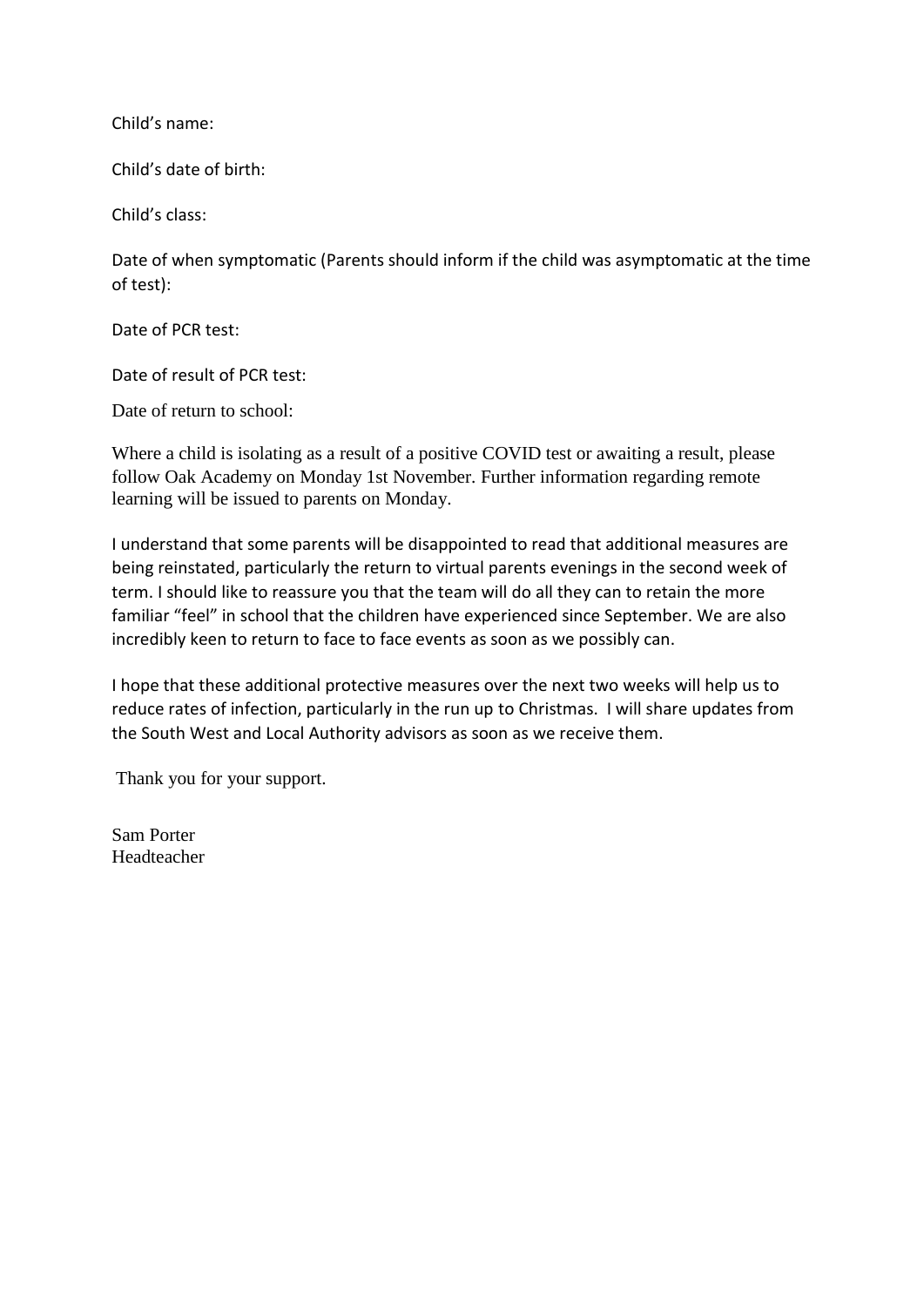Child's name:

Child's date of birth:

Child's class:

Date of when symptomatic (Parents should inform if the child was asymptomatic at the time of test):

Date of PCR test:

Date of result of PCR test:

Date of return to school:

Where a child is isolating as a result of a positive COVID test or awaiting a result, please follow Oak Academy on Monday 1st November. Further information regarding remote learning will be issued to parents on Monday.

I understand that some parents will be disappointed to read that additional measures are being reinstated, particularly the return to virtual parents evenings in the second week of term. I should like to reassure you that the team will do all they can to retain the more familiar "feel" in school that the children have experienced since September. We are also incredibly keen to return to face to face events as soon as we possibly can.

I hope that these additional protective measures over the next two weeks will help us to reduce rates of infection, particularly in the run up to Christmas. I will share updates from the South West and Local Authority advisors as soon as we receive them.

Thank you for your support.

Sam Porter
Headteacher